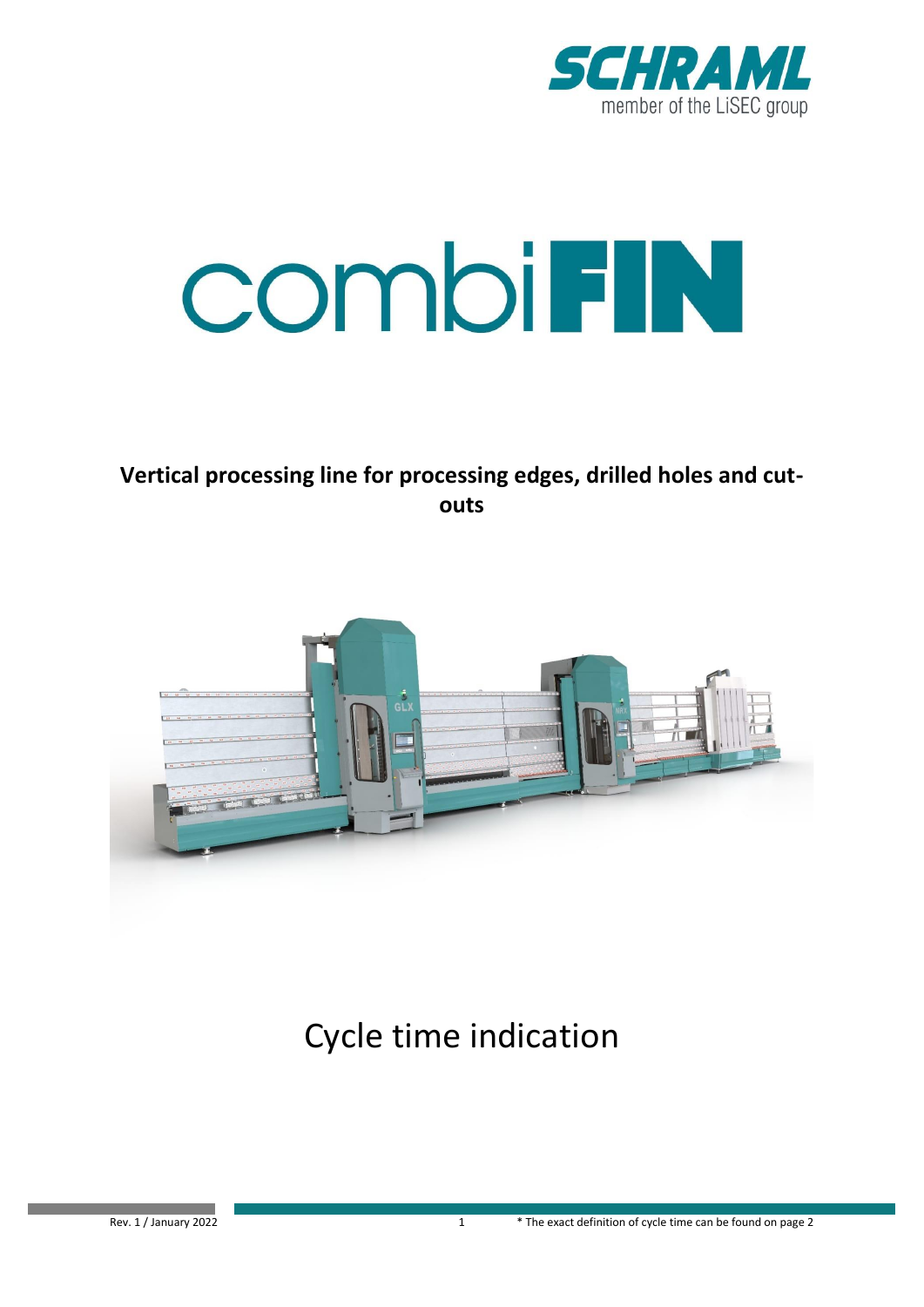SCHRAML
member of the LiSEC group

# combiFIN

**Vertical processing line for processing edges, drilled holes and cut-outs**

## Cycle time indication

Rev. 1 / January 2022

\* The exact definition of cycle time can be found on page 2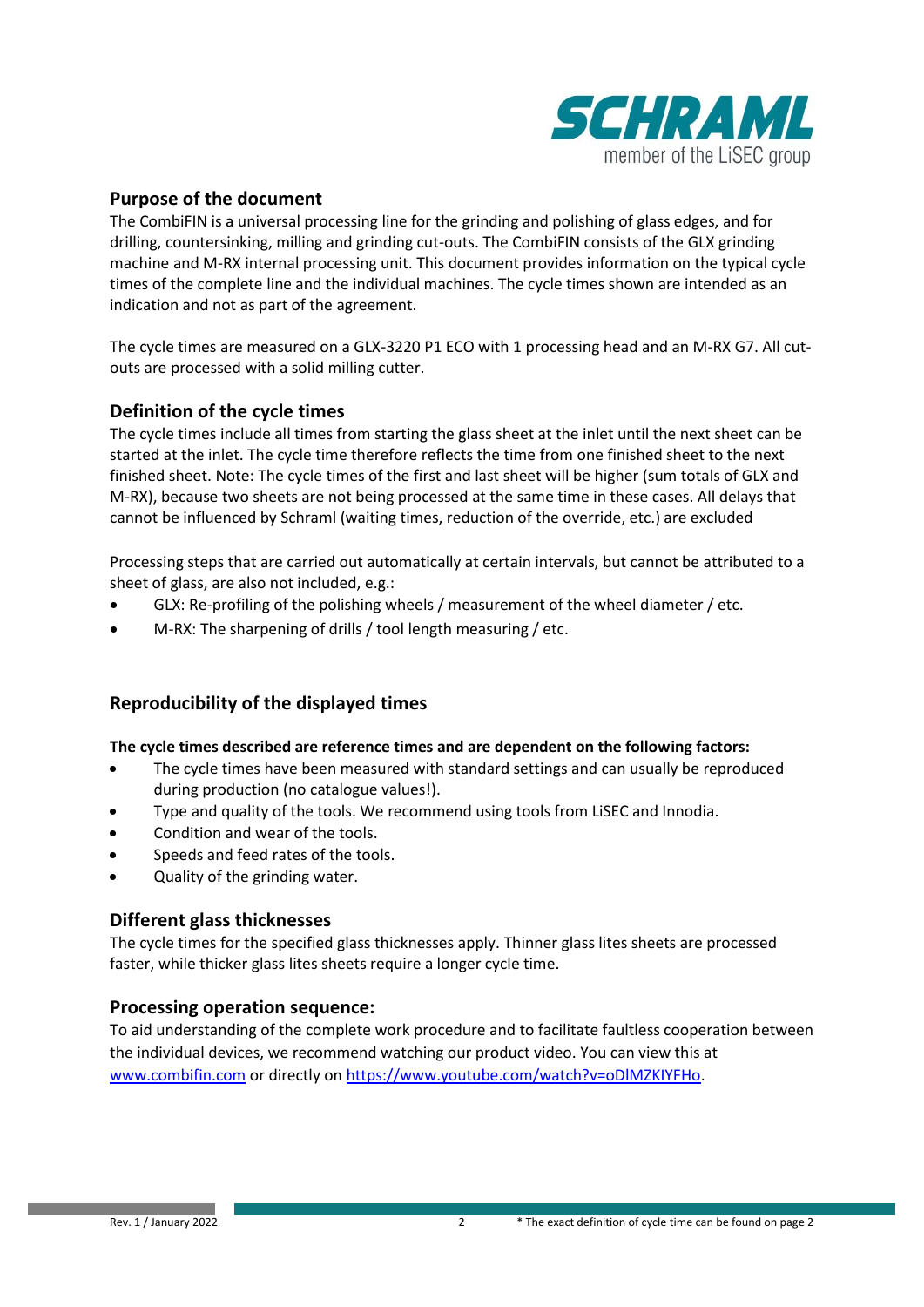## Purpose of the document

The CombiFIN is a universal processing line for the grinding and polishing of glass edges, and for drilling, countersinking, milling and grinding cut-outs. The CombiFIN consists of the GLX grinding machine and M-RX internal processing unit. This document provides information on the typical cycle times of the complete line and the individual machines. The cycle times shown are intended as an indication and not as part of the agreement.

The cycle times are measured on a GLX-3220 P1 ECO with 1 processing head and an M-RX G7. All cut-outs are processed with a solid milling cutter.

## Definition of the cycle times

The cycle times include all times from starting the glass sheet at the inlet until the next sheet can be started at the inlet. The cycle time therefore reflects the time from one finished sheet to the next finished sheet. Note: The cycle times of the first and last sheet will be higher (sum totals of GLX and M-RX), because two sheets are not being processed at the same time in these cases. All delays that cannot be influenced by Schraml (waiting times, reduction of the override, etc.) are excluded

Processing steps that are carried out automatically at certain intervals, but cannot be attributed to a sheet of glass, are also not included, e.g.:

- GLX: Re-profiling of the polishing wheels / measurement of the wheel diameter / etc.
- M-RX: The sharpening of drills / tool length measuring / etc.

## Reproducibility of the displayed times

**The cycle times described are reference times and are dependent on the following factors:**

- The cycle times have been measured with standard settings and can usually be reproduced during production (no catalogue values!).
- Type and quality of the tools. We recommend using tools from LiSEC and Innodia.
- Condition and wear of the tools.
- Speeds and feed rates of the tools.
- Quality of the grinding water.

## Different glass thicknesses

The cycle times for the specified glass thicknesses apply. Thinner glass lites sheets are processed faster, while thicker glass lites sheets require a longer cycle time.

## Processing operation sequence:

To aid understanding of the complete work procedure and to facilitate faultless cooperation between the individual devices, we recommend watching our product video. You can view this at www.combifin.com or directly on https://www.youtube.com/watch?v=oDlMZKIYFHo.

\* The exact definition of cycle time can be found on page 2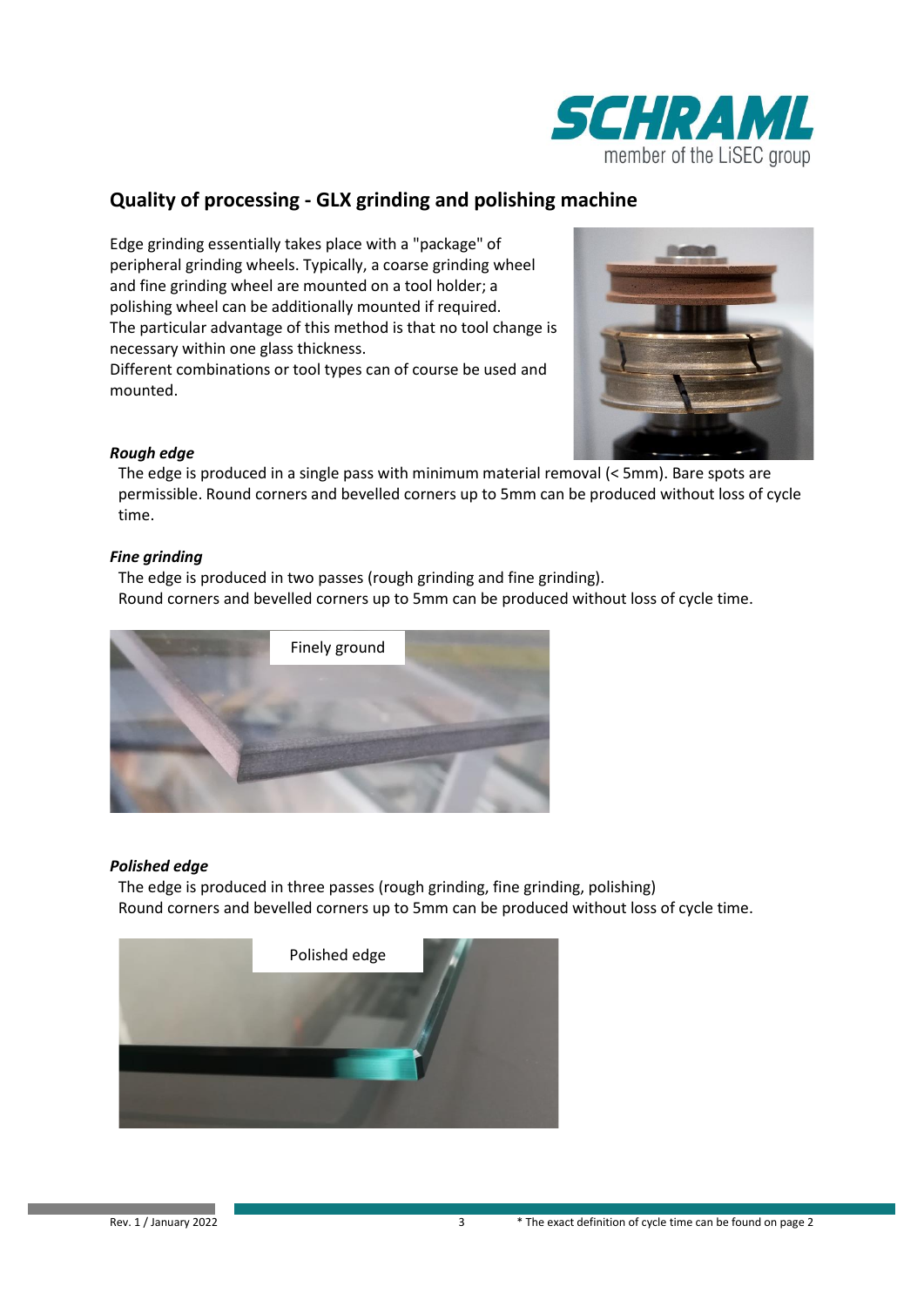## Quality of processing - GLX grinding and polishing machine

Edge grinding essentially takes place with a "package" of peripheral grinding wheels. Typically, a coarse grinding wheel and fine grinding wheel are mounted on a tool holder; a polishing wheel can be additionally mounted if required.
The particular advantage of this method is that no tool change is necessary within one glass thickness.
Different combinations or tool types can of course be used and mounted.

***Rough edge***

The edge is produced in a single pass with minimum material removal (< 5mm). Bare spots are permissible. Round corners and bevelled corners up to 5mm can be produced without loss of cycle time.

***Fine grinding***

The edge is produced in two passes (rough grinding and fine grinding).
Round corners and bevelled corners up to 5mm can be produced without loss of cycle time.

Finely ground

***Polished edge***

The edge is produced in three passes (rough grinding, fine grinding, polishing)
Round corners and bevelled corners up to 5mm can be produced without loss of cycle time.

Polished edge

\* The exact definition of cycle time can be found on page 2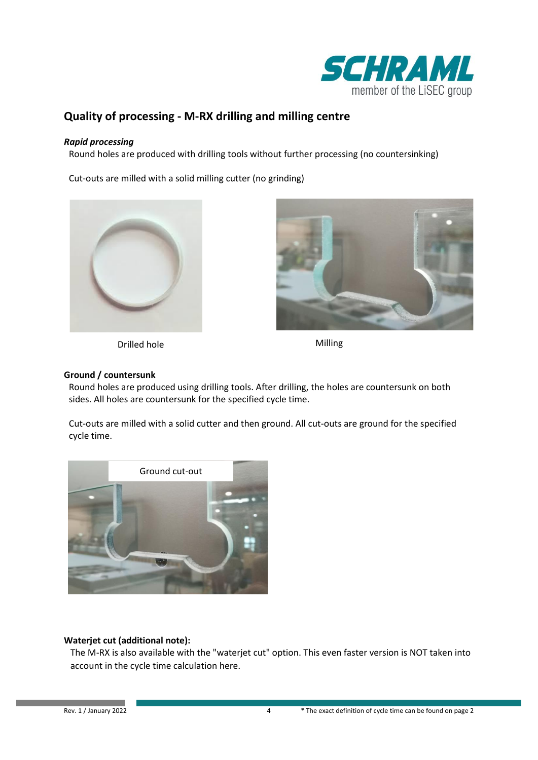## Quality of processing - M-RX drilling and milling centre

***Rapid processing***

Round holes are produced with drilling tools without further processing (no countersinking)

Cut-outs are milled with a solid milling cutter (no grinding)

Drilled hole

Milling

**Ground / countersunk**

Round holes are produced using drilling tools. After drilling, the holes are countersunk on both sides. All holes are countersunk for the specified cycle time.

Cut-outs are milled with a solid cutter and then ground. All cut-outs are ground for the specified cycle time.

Ground cut-out

**Waterjet cut (additional note):**

The M-RX is also available with the "waterjet cut" option. This even faster version is NOT taken into account in the cycle time calculation here.

* The exact definition of cycle time can be found on page 2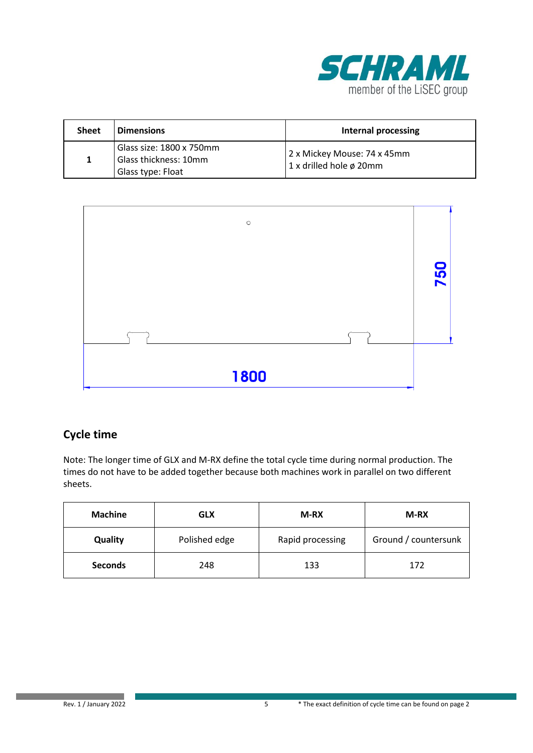| Sheet | Dimensions | Internal processing |
| --- | --- | --- |
| 1 | Glass size: 1800 x 750mm<br>Glass thickness: 10mm<br>Glass type: Float | 2 x Mickey Mouse: 74 x 45mm<br>1 x drilled hole ø 20mm |

750

1800

## Cycle time

Note: The longer time of GLX and M-RX define the total cycle time during normal production. The times do not have to be added together because both machines work in parallel on two different sheets.

| Machine | GLX | M-RX | M-RX |
| --- | --- | --- | --- |
| Quality | Polished edge | Rapid processing | Ground / countersunk |
| Seconds | 248 | 133 | 172 |

Rev. 1 / January 2022

* The exact definition of cycle time can be found on page 2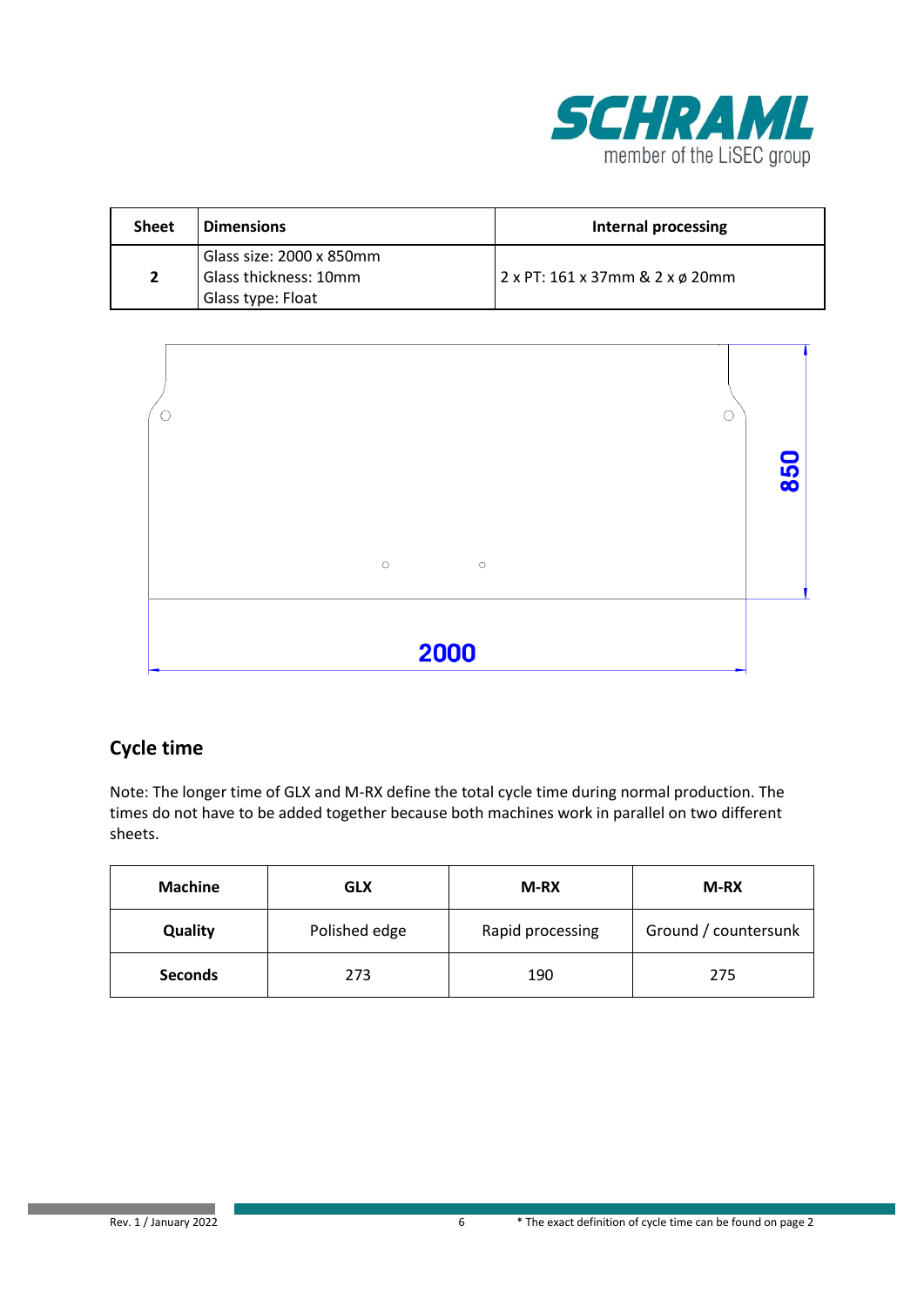| Sheet | Dimensions | Internal processing |
|---|---|---|
| 2 | Glass size: 2000 x 850mm<br>Glass thickness: 10mm<br>Glass type: Float | 2 x PT: 161 x 37mm & 2 x ø 20mm |

850

2000

## Cycle time

Note: The longer time of GLX and M-RX define the total cycle time during normal production. The times do not have to be added together because both machines work in parallel on two different sheets.

| Machine | GLX | M-RX | M-RX |
|---|---|---|---|
| Quality | Polished edge | Rapid processing | Ground / countersunk |
| Seconds | 273 | 190 | 275 |

\* The exact definition of cycle time can be found on page 2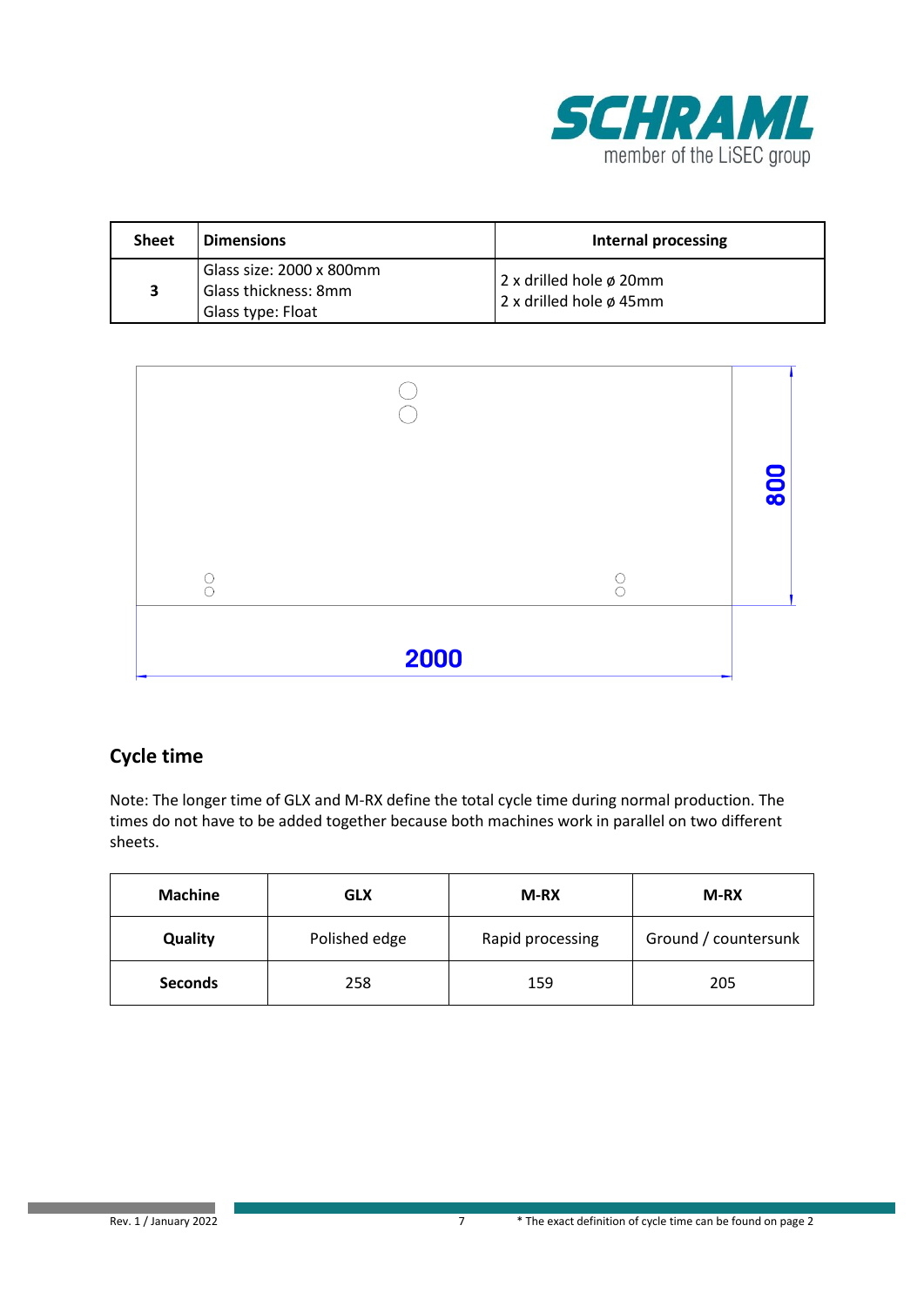| Sheet | Dimensions | Internal processing |
|---|---|---|
| 3 | Glass size: 2000 x 800mm<br>Glass thickness: 8mm<br>Glass type: Float | 2 x drilled hole ø 20mm<br>2 x drilled hole ø 45mm |

800

2000

## Cycle time

Note: The longer time of GLX and M-RX define the total cycle time during normal production. The times do not have to be added together because both machines work in parallel on two different sheets.

| Machine | GLX | M-RX | M-RX |
|---|---|---|---|
| Quality | Polished edge | Rapid processing | Ground / countersunk |
| Seconds | 258 | 159 | 205 |

\* The exact definition of cycle time can be found on page 2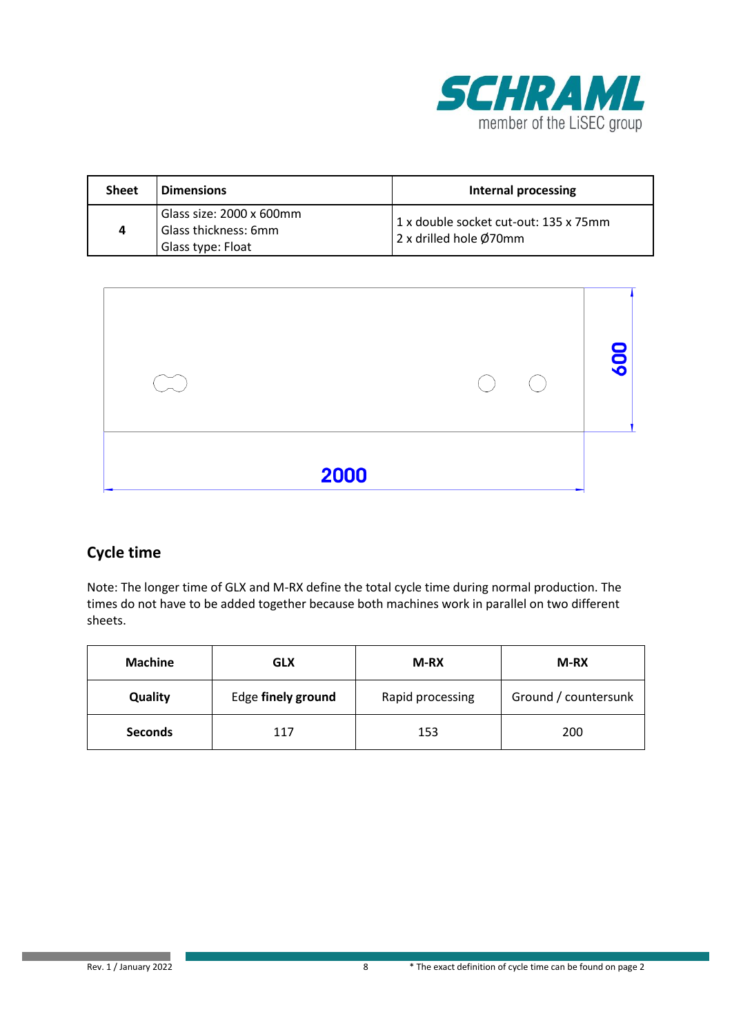| Sheet | Dimensions | Internal processing |
|---|---|---|
| 4 | Glass size: 2000 x 600mm<br>Glass thickness: 6mm<br>Glass type: Float | 1 x double socket cut-out: 135 x 75mm<br>2 x drilled hole Ø70mm |

600

2000

## Cycle time

Note: The longer time of GLX and M-RX define the total cycle time during normal production. The times do not have to be added together because both machines work in parallel on two different sheets.

| Machine | GLX | M-RX | M-RX |
|---|---|---|---|
| **Quality** | Edge **finely ground** | Rapid processing | Ground / countersunk |
| **Seconds** | 117 | 153 | 200 |

\* The exact definition of cycle time can be found on page 2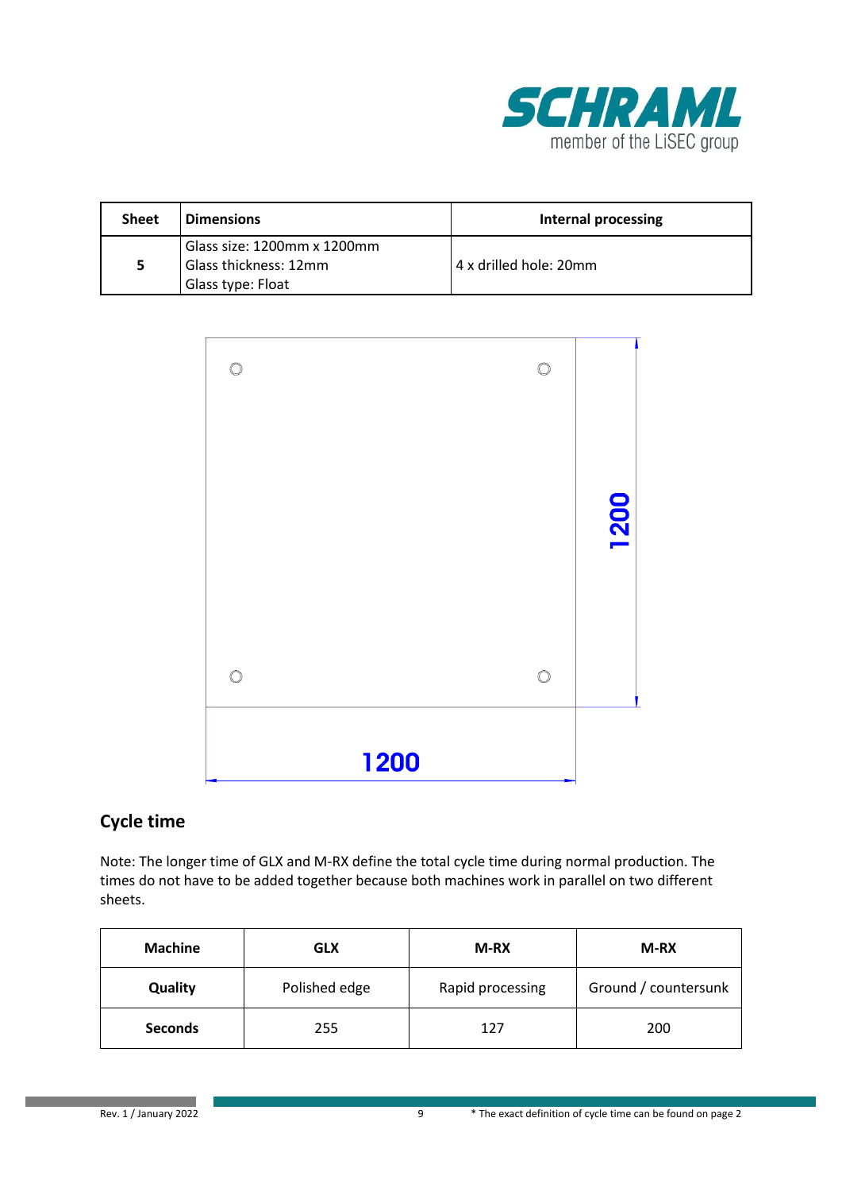| Sheet | Dimensions | Internal processing |
| --- | --- | --- |
| 5 | Glass size: 1200mm x 1200mm<br>Glass thickness: 12mm<br>Glass type: Float | 4 x drilled hole: 20mm |

## Cycle time

Note: The longer time of GLX and M-RX define the total cycle time during normal production. The times do not have to be added together because both machines work in parallel on two different sheets.

| Machine | GLX | M-RX | M-RX |
| --- | --- | --- | --- |
| **Quality** | Polished edge | Rapid processing | Ground / countersunk |
| **Seconds** | 255 | 127 | 200 |

\* The exact definition of cycle time can be found on page 2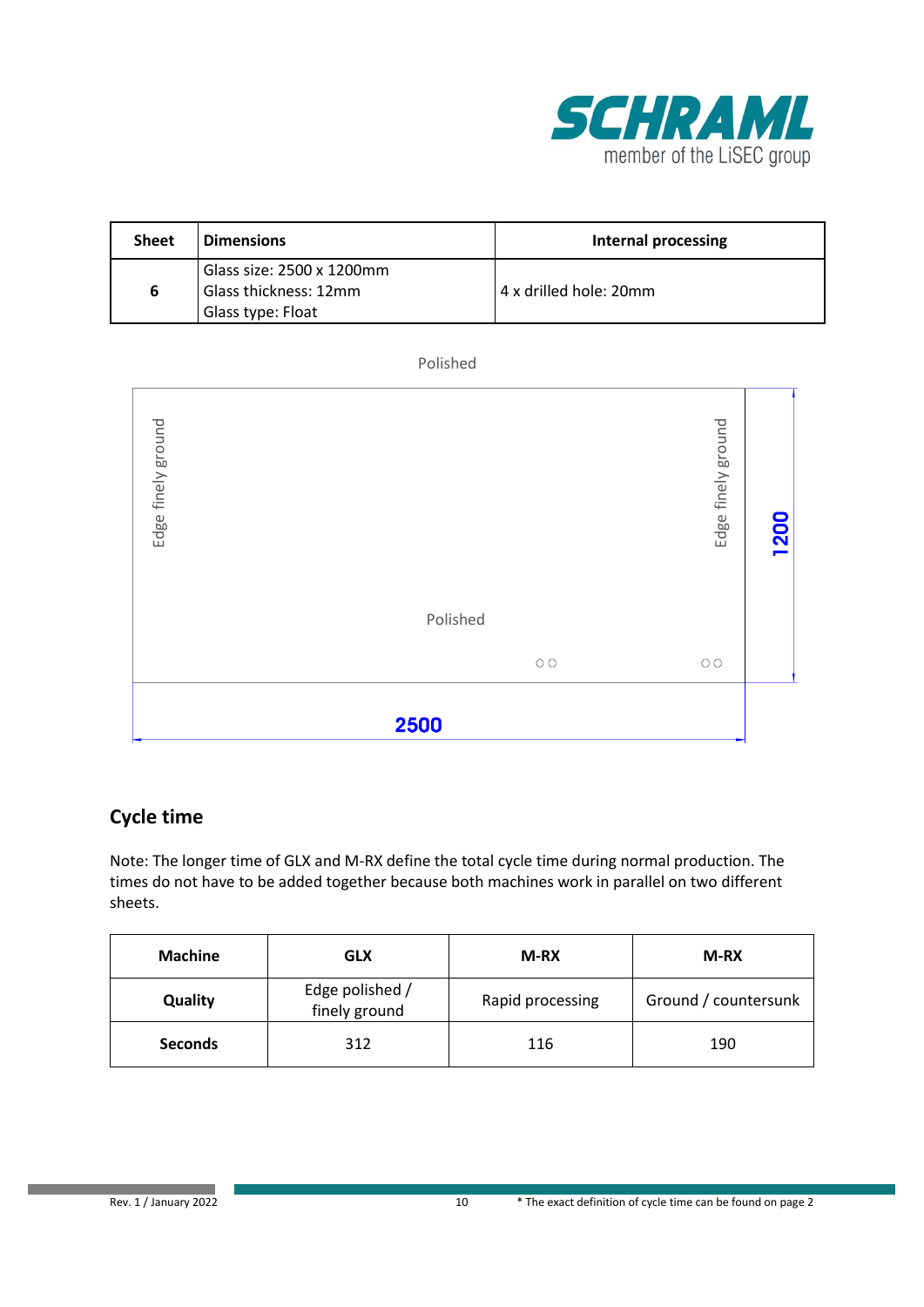| Sheet | Dimensions | Internal processing |
|---|---|---|
| 6 | Glass size: 2500 x 1200mm<br>Glass thickness: 12mm<br>Glass type: Float | 4 x drilled hole: 20mm |

Polished

Edge finely ground

Edge finely ground

1200

Polished

2500

## Cycle time

Note: The longer time of GLX and M-RX define the total cycle time during normal production. The times do not have to be added together because both machines work in parallel on two different sheets.

| Machine | GLX | M-RX | M-RX |
|---|---|---|---|
| Quality | Edge polished / finely ground | Rapid processing | Ground / countersunk |
| Seconds | 312 | 116 | 190 |

\* The exact definition of cycle time can be found on page 2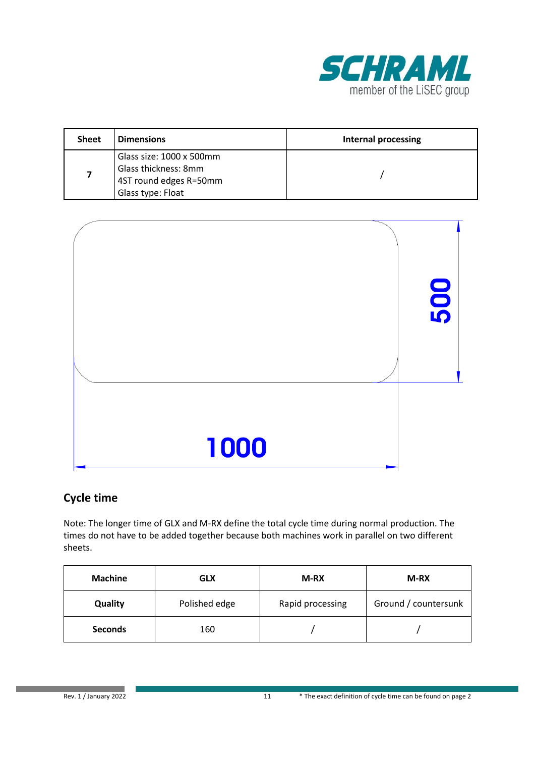| Sheet | Dimensions | Internal processing |
|---|---|---|
| 7 | Glass size: 1000 x 500mm<br>Glass thickness: 8mm<br>4ST round edges R=50mm<br>Glass type: Float | / |

500

1000

## Cycle time

Note: The longer time of GLX and M-RX define the total cycle time during normal production. The times do not have to be added together because both machines work in parallel on two different sheets.

| Machine | GLX | M-RX | M-RX |
|---|---|---|---|
| Quality | Polished edge | Rapid processing | Ground / countersunk |
| Seconds | 160 | / | / |

\* The exact definition of cycle time can be found on page 2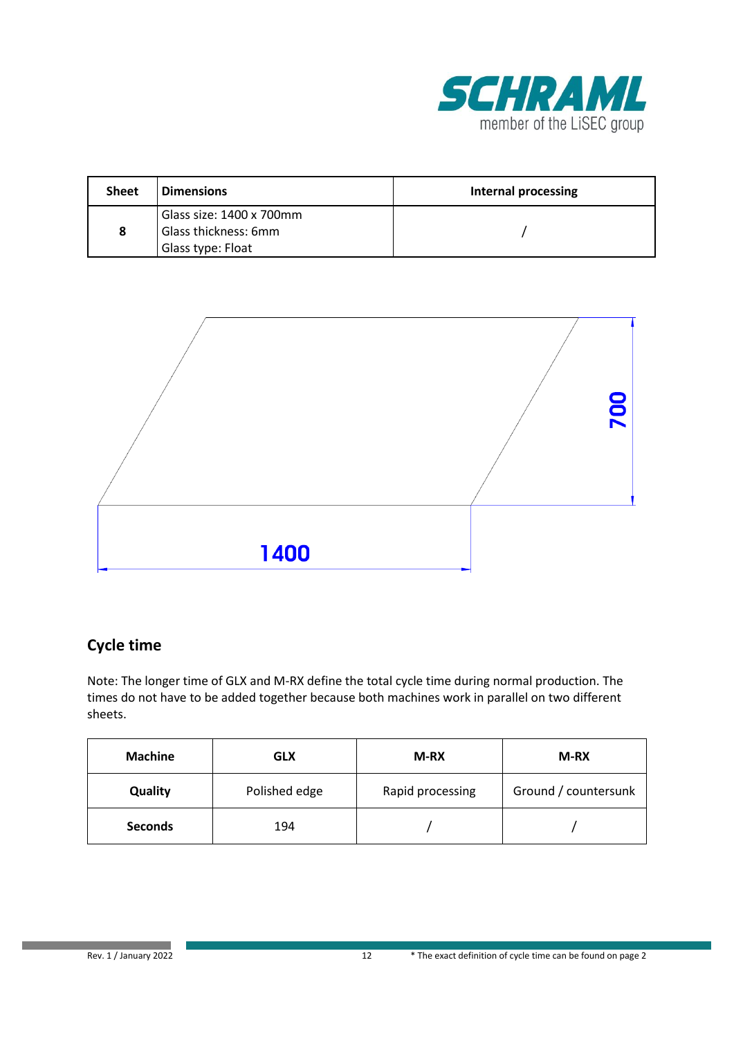| Sheet | Dimensions | Internal processing |
|---|---|---|
| 8 | Glass size: 1400 x 700mm<br>Glass thickness: 6mm<br>Glass type: Float | / |

700

1400

## Cycle time

Note: The longer time of GLX and M-RX define the total cycle time during normal production. The times do not have to be added together because both machines work in parallel on two different sheets.

| Machine | GLX | M-RX | M-RX |
|---|---|---|---|
| Quality | Polished edge | Rapid processing | Ground / countersunk |
| Seconds | 194 | / | / |

Rev. 1 / January 2022

* The exact definition of cycle time can be found on page 2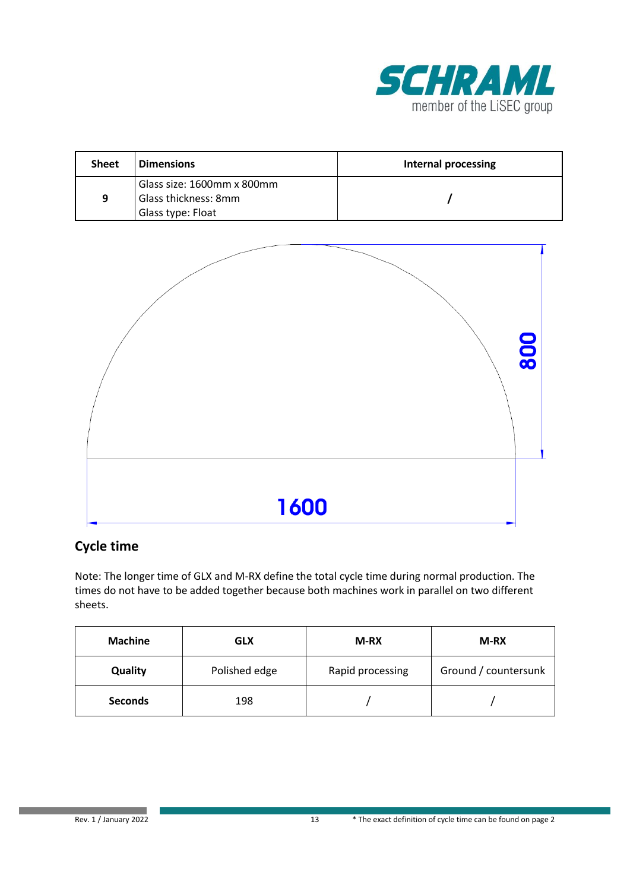| Sheet | Dimensions | Internal processing |
|---|---|---|
| 9 | Glass size: 1600mm x 800mm<br>Glass thickness: 8mm<br>Glass type: Float | / |

800

1600

## Cycle time

Note: The longer time of GLX and M-RX define the total cycle time during normal production. The times do not have to be added together because both machines work in parallel on two different sheets.

| Machine | GLX | M-RX | M-RX |
|---|---|---|---|
| **Quality** | Polished edge | Rapid processing | Ground / countersunk |
| **Seconds** | 198 | / | / |

Rev. 1 / January 2022

* The exact definition of cycle time can be found on page 2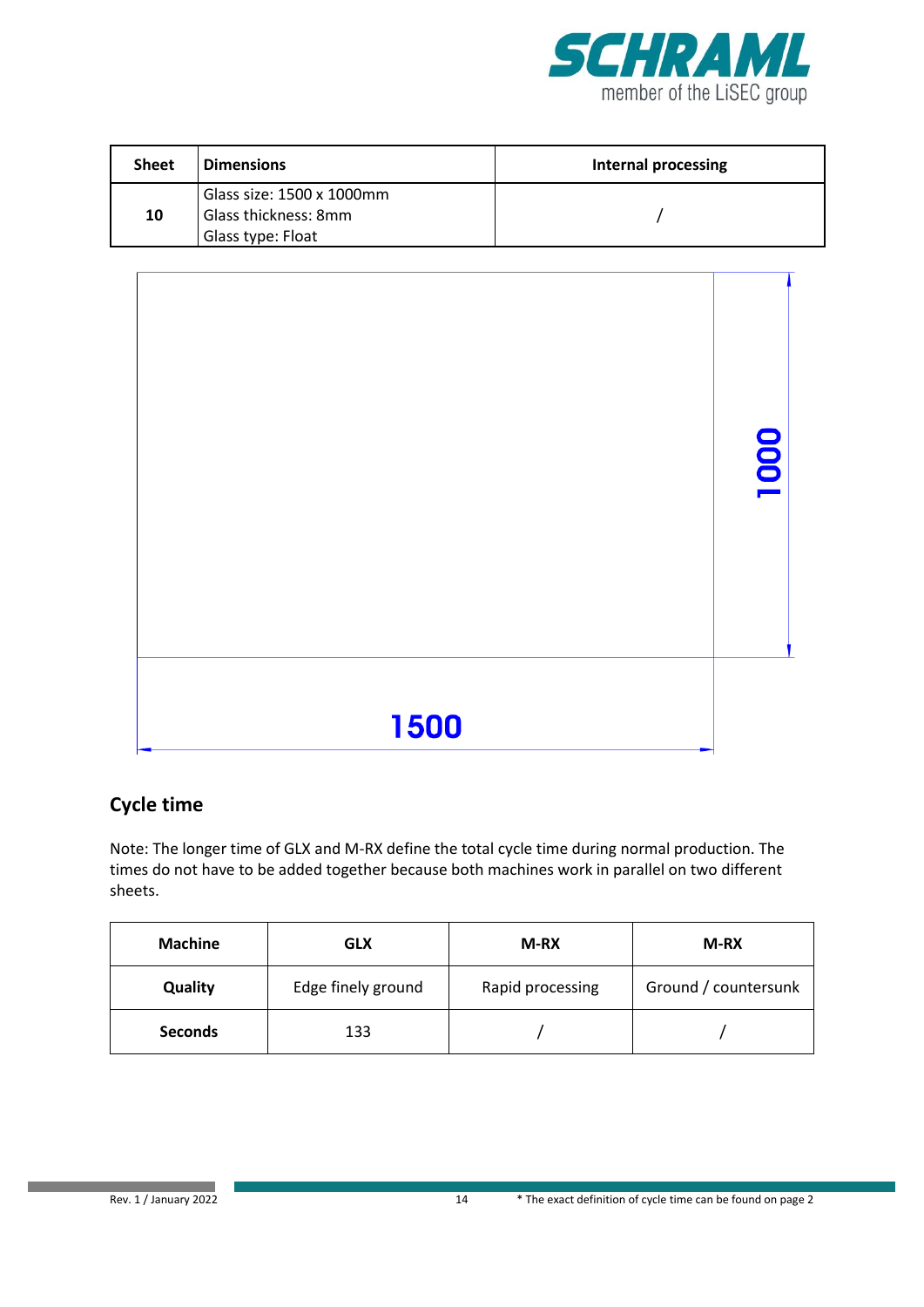| Sheet | Dimensions | Internal processing |
|---|---|---|
| 10 | Glass size: 1500 x 1000mm<br>Glass thickness: 8mm<br>Glass type: Float | / |

1000

1500

## Cycle time

Note: The longer time of GLX and M-RX define the total cycle time during normal production. The times do not have to be added together because both machines work in parallel on two different sheets.

| Machine | GLX | M-RX | M-RX |
|---|---|---|---|
| Quality | Edge finely ground | Rapid processing | Ground / countersunk |
| Seconds | 133 | / | / |

* The exact definition of cycle time can be found on page 2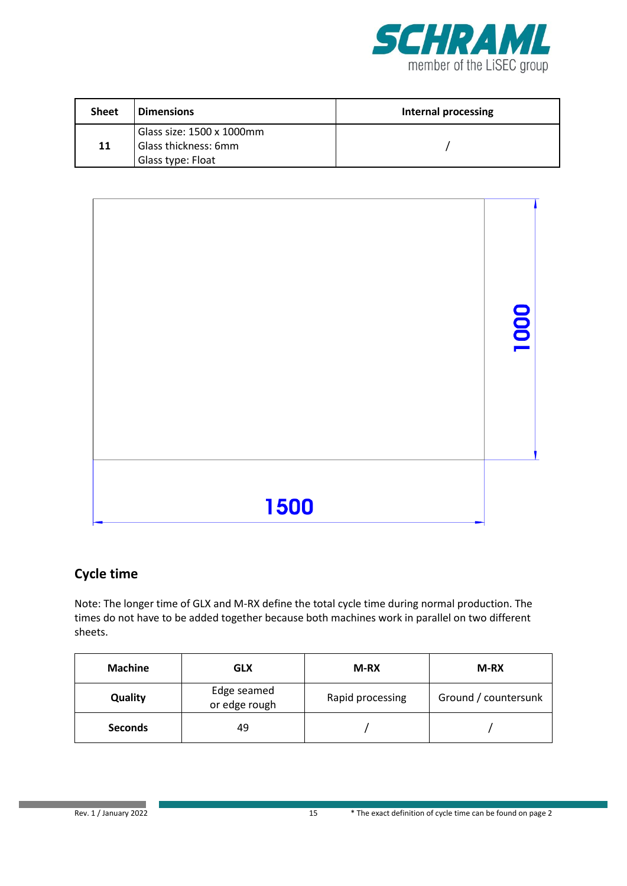| Sheet | Dimensions | Internal processing |
|---|---|---|
| 11 | Glass size: 1500 x 1000mm<br>Glass thickness: 6mm<br>Glass type: Float | / |

1000

1500

## Cycle time

Note: The longer time of GLX and M-RX define the total cycle time during normal production. The times do not have to be added together because both machines work in parallel on two different sheets.

| Machine | GLX | M-RX | M-RX |
|---|---|---|---|
| Quality | Edge seamed or edge rough | Rapid processing | Ground / countersunk |
| Seconds | 49 | / | / |

Rev. 1 / January 2022

* The exact definition of cycle time can be found on page 2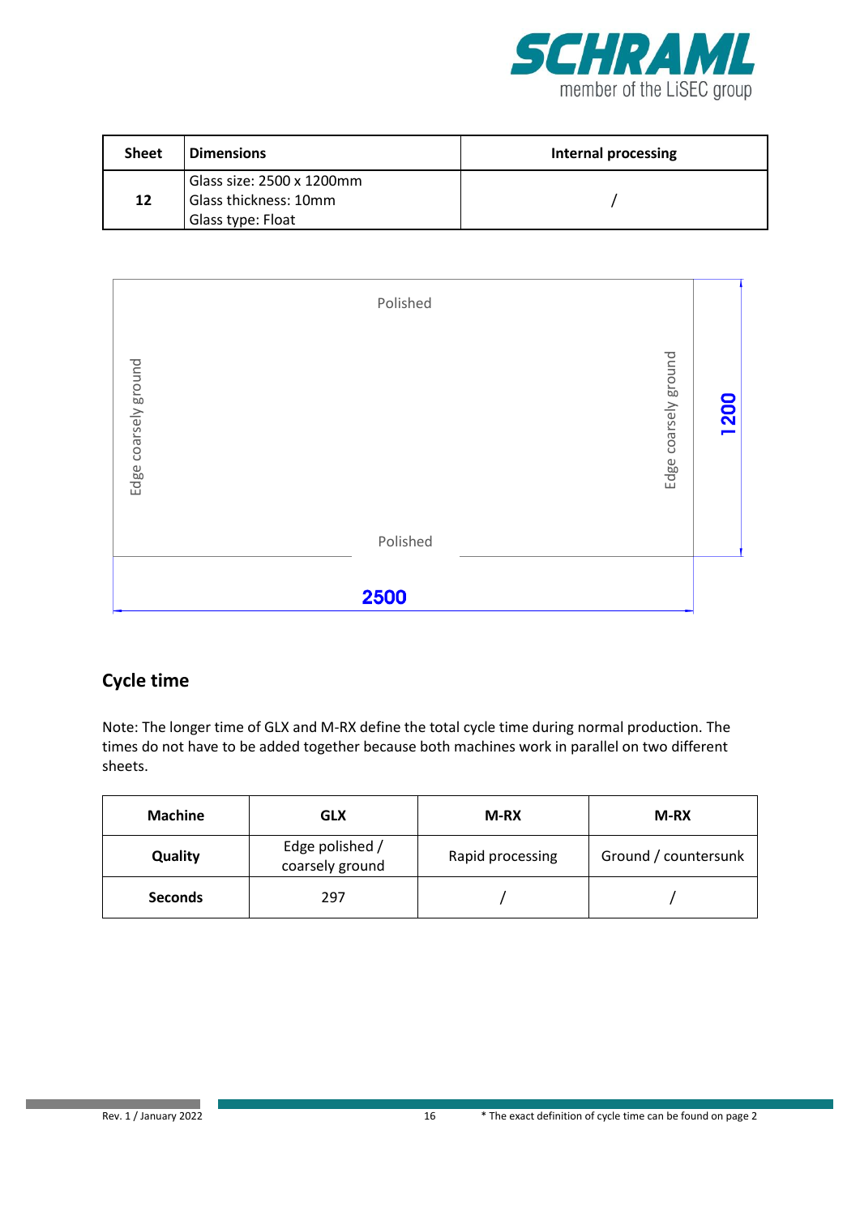| Sheet | Dimensions | Internal processing |
|---|---|---|
| 12 | Glass size: 2500 x 1200mm<br>Glass thickness: 10mm<br>Glass type: Float | / |

Polished

Edge coarsely ground

Edge coarsely ground

1200

Polished

2500

## Cycle time

Note: The longer time of GLX and M-RX define the total cycle time during normal production. The times do not have to be added together because both machines work in parallel on two different sheets.

| Machine | GLX | M-RX | M-RX |
|---|---|---|---|
| Quality | Edge polished / coarsely ground | Rapid processing | Ground / countersunk |
| Seconds | 297 | / | / |

\* The exact definition of cycle time can be found on page 2